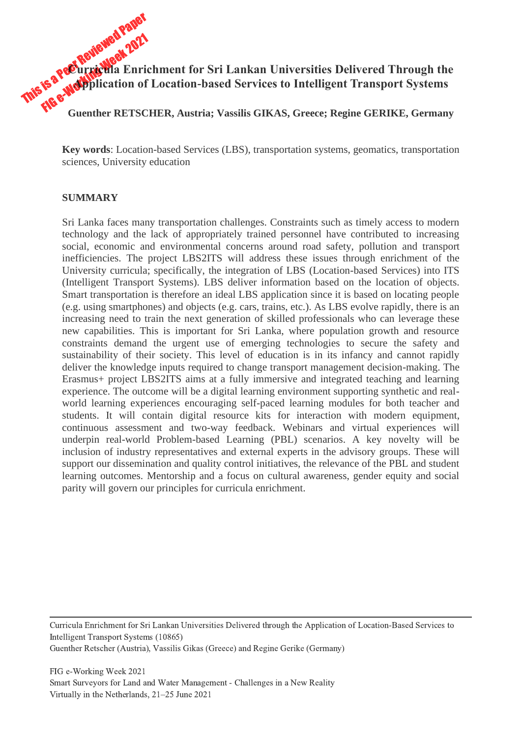# Curricula Enrichment for Sri Lankan Universities Delivered Through the Application of Location-based Services to Intelligent Transport Systems

**Guenther RETSCHER, Austria; Vassilis GIKAS, Greece; Regine GERIKE, Germany**

**Key words**: Location-based Services (LBS), transportation systems, geomatics, transportation sciences, University education

## SUMMARY

Sri Lanka faces many transportation challenges. Constraints such as timely access to modern technology and the lack of appropriately trained personnel have contributed to increasing social, economic and environmental concerns around road safety, pollution and transport inefficiencies. The project LBS2ITS will address these issues through enrichment of the University curricula; specifically, the integration of LBS (Location-based Services) into ITS (Intelligent Transport Systems). LBS deliver information based on the location of objects. Smart transportation is therefore an ideal LBS application since it is based on locating people (e.g. using smartphones) and objects (e.g. cars, trains, etc.). As LBS evolve rapidly, there is an increasing need to train the next generation of skilled professionals who can leverage these new capabilities. This is important for Sri Lanka, where population growth and resource constraints demand the urgent use of emerging technologies to secure the safety and sustainability of their society. This level of education is in its infancy and cannot rapidly deliver the knowledge inputs required to change transport management decision-making. The Erasmus+ project LBS2ITS aims at a fully immersive and integrated teaching and learning experience. The outcome will be a digital learning environment supporting synthetic and real-world learning experiences encouraging self-paced learning modules for both teacher and students. It will contain digital resource kits for interaction with modern equipment, continuous assessment and two-way feedback. Webinars and virtual experiences will underpin real-world Problem-based Learning (PBL) scenarios. A key novelty will be inclusion of industry representatives and external experts in the advisory groups. These will support our dissemination and quality control initiatives, the relevance of the PBL and student learning outcomes. Mentorship and a focus on cultural awareness, gender equity and social parity will govern our principles for curricula enrichment.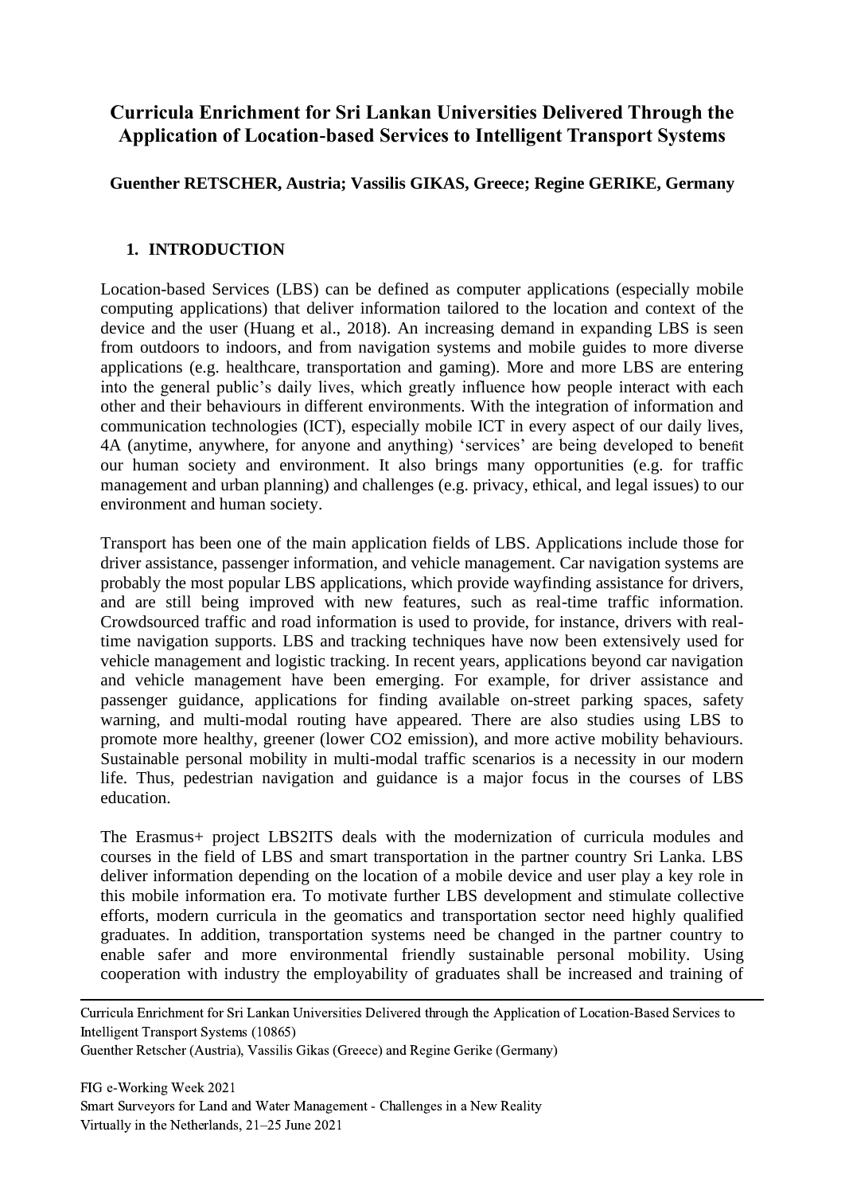# Curricula Enrichment for Sri Lankan Universities Delivered Through the Application of Location-based Services to Intelligent Transport Systems

**Guenther RETSCHER, Austria; Vassilis GIKAS, Greece; Regine GERIKE, Germany**

## 1. INTRODUCTION

Location-based Services (LBS) can be defined as computer applications (especially mobile computing applications) that deliver information tailored to the location and context of the device and the user (Huang et al., 2018). An increasing demand in expanding LBS is seen from outdoors to indoors, and from navigation systems and mobile guides to more diverse applications (e.g. healthcare, transportation and gaming). More and more LBS are entering into the general public's daily lives, which greatly influence how people interact with each other and their behaviours in different environments. With the integration of information and communication technologies (ICT), especially mobile ICT in every aspect of our daily lives, 4A (anytime, anywhere, for anyone and anything) 'services' are being developed to benefit our human society and environment. It also brings many opportunities (e.g. for traffic management and urban planning) and challenges (e.g. privacy, ethical, and legal issues) to our environment and human society.

Transport has been one of the main application fields of LBS. Applications include those for driver assistance, passenger information, and vehicle management. Car navigation systems are probably the most popular LBS applications, which provide wayfinding assistance for drivers, and are still being improved with new features, such as real-time traffic information. Crowdsourced traffic and road information is used to provide, for instance, drivers with real-time navigation supports. LBS and tracking techniques have now been extensively used for vehicle management and logistic tracking. In recent years, applications beyond car navigation and vehicle management have been emerging. For example, for driver assistance and passenger guidance, applications for finding available on-street parking spaces, safety warning, and multi-modal routing have appeared. There are also studies using LBS to promote more healthy, greener (lower $CO_2$ emission), and more active mobility behaviours. Sustainable personal mobility in multi-modal traffic scenarios is a necessity in our modern life. Thus, pedestrian navigation and guidance is a major focus in the courses of LBS education.

The Erasmus+ project LBS2ITS deals with the modernization of curricula modules and courses in the field of LBS and smart transportation in the partner country Sri Lanka. LBS deliver information depending on the location of a mobile device and user play a key role in this mobile information era. To motivate further LBS development and stimulate collective efforts, modern curricula in the geomatics and transportation sector need highly qualified graduates. In addition, transportation systems need be changed in the partner country to enable safer and more environmental friendly sustainable personal mobility. Using cooperation with industry the employability of graduates shall be increased and training of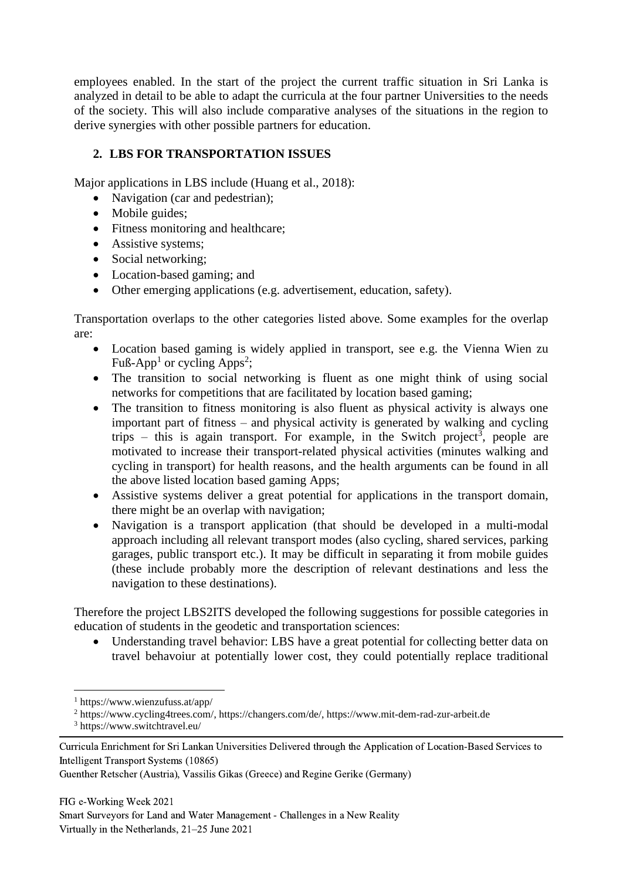employees enabled. In the start of the project the current traffic situation in Sri Lanka is analyzed in detail to be able to adapt the curricula at the four partner Universities to the needs of the society. This will also include comparative analyses of the situations in the region to derive synergies with other possible partners for education.

## 2. LBS FOR TRANSPORTATION ISSUES

Major applications in LBS include (Huang et al., 2018):

- Navigation (car and pedestrian);
- Mobile guides;
- Fitness monitoring and healthcare;
- Assistive systems;
- Social networking;
- Location-based gaming; and
- Other emerging applications (e.g. advertisement, education, safety).

Transportation overlaps to the other categories listed above. Some examples for the overlap are:

- Location based gaming is widely applied in transport, see e.g. the Vienna Wien zu Fuß-App[1] or cycling Apps[2];
- The transition to social networking is fluent as one might think of using social networks for competitions that are facilitated by location based gaming;
- The transition to fitness monitoring is also fluent as physical activity is always one important part of fitness – and physical activity is generated by walking and cycling trips – this is again transport. For example, in the Switch project[3], people are motivated to increase their transport-related physical activities (minutes walking and cycling in transport) for health reasons, and the health arguments can be found in all the above listed location based gaming Apps;
- Assistive systems deliver a great potential for applications in the transport domain, there might be an overlap with navigation;
- Navigation is a transport application (that should be developed in a multi-modal approach including all relevant transport modes (also cycling, shared services, parking garages, public transport etc.). It may be difficult in separating it from mobile guides (these include probably more the description of relevant destinations and less the navigation to these destinations).

Therefore the project LBS2ITS developed the following suggestions for possible categories in education of students in the geodetic and transportation sciences:

- Understanding travel behavior: LBS have a great potential for collecting better data on travel behavoiur at potentially lower cost, they could potentially replace traditional

[1] https://www.wienzufuss.at/app/

[2] https://www.cycling4trees.com/, https://changers.com/de/, https://www.mit-dem-rad-zur-arbeit.de

[3] https://www.switchtravel.eu/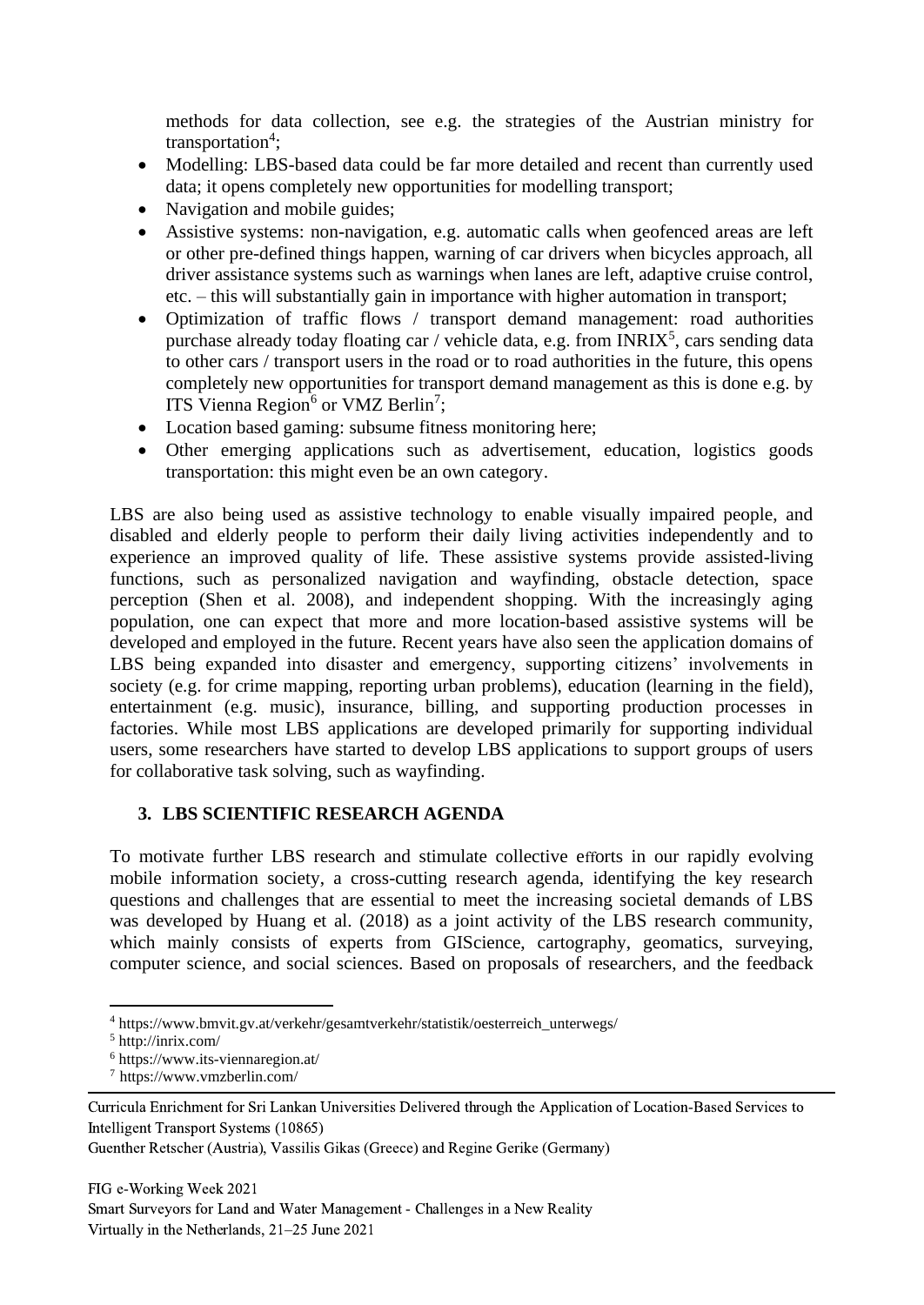methods for data collection, see e.g. the strategies of the Austrian ministry for transportation[4];

- Modelling: LBS-based data could be far more detailed and recent than currently used data; it opens completely new opportunities for modelling transport;
- Navigation and mobile guides;
- Assistive systems: non-navigation, e.g. automatic calls when geofenced areas are left or other pre-defined things happen, warning of car drivers when bicycles approach, all driver assistance systems such as warnings when lanes are left, adaptive cruise control, etc. – this will substantially gain in importance with higher automation in transport;
- Optimization of traffic flows / transport demand management: road authorities purchase already today floating car / vehicle data, e.g. from INRIX[5], cars sending data to other cars / transport users in the road or to road authorities in the future, this opens completely new opportunities for transport demand management as this is done e.g. by ITS Vienna Region[6] or VMZ Berlin[7];
- Location based gaming: subsume fitness monitoring here;
- Other emerging applications such as advertisement, education, logistics goods transportation: this might even be an own category.

LBS are also being used as assistive technology to enable visually impaired people, and disabled and elderly people to perform their daily living activities independently and to experience an improved quality of life. These assistive systems provide assisted-living functions, such as personalized navigation and wayfinding, obstacle detection, space perception (Shen et al. 2008), and independent shopping. With the increasingly aging population, one can expect that more and more location-based assistive systems will be developed and employed in the future. Recent years have also seen the application domains of LBS being expanded into disaster and emergency, supporting citizens' involvements in society (e.g. for crime mapping, reporting urban problems), education (learning in the field), entertainment (e.g. music), insurance, billing, and supporting production processes in factories. While most LBS applications are developed primarily for supporting individual users, some researchers have started to develop LBS applications to support groups of users for collaborative task solving, such as wayfinding.

## 3. LBS SCIENTIFIC RESEARCH AGENDA

To motivate further LBS research and stimulate collective efforts in our rapidly evolving mobile information society, a cross-cutting research agenda, identifying the key research questions and challenges that are essential to meet the increasing societal demands of LBS was developed by Huang et al. (2018) as a joint activity of the LBS research community, which mainly consists of experts from GIScience, cartography, geomatics, surveying, computer science, and social sciences. Based on proposals of researchers, and the feedback

[4] https://www.bmvit.gv.at/verkehr/gesamtverkehr/statistik/oesterreich_unterwegs/
[5] http://inrix.com/
[6] https://www.its-viennaregion.at/
[7] https://www.vmzberlin.com/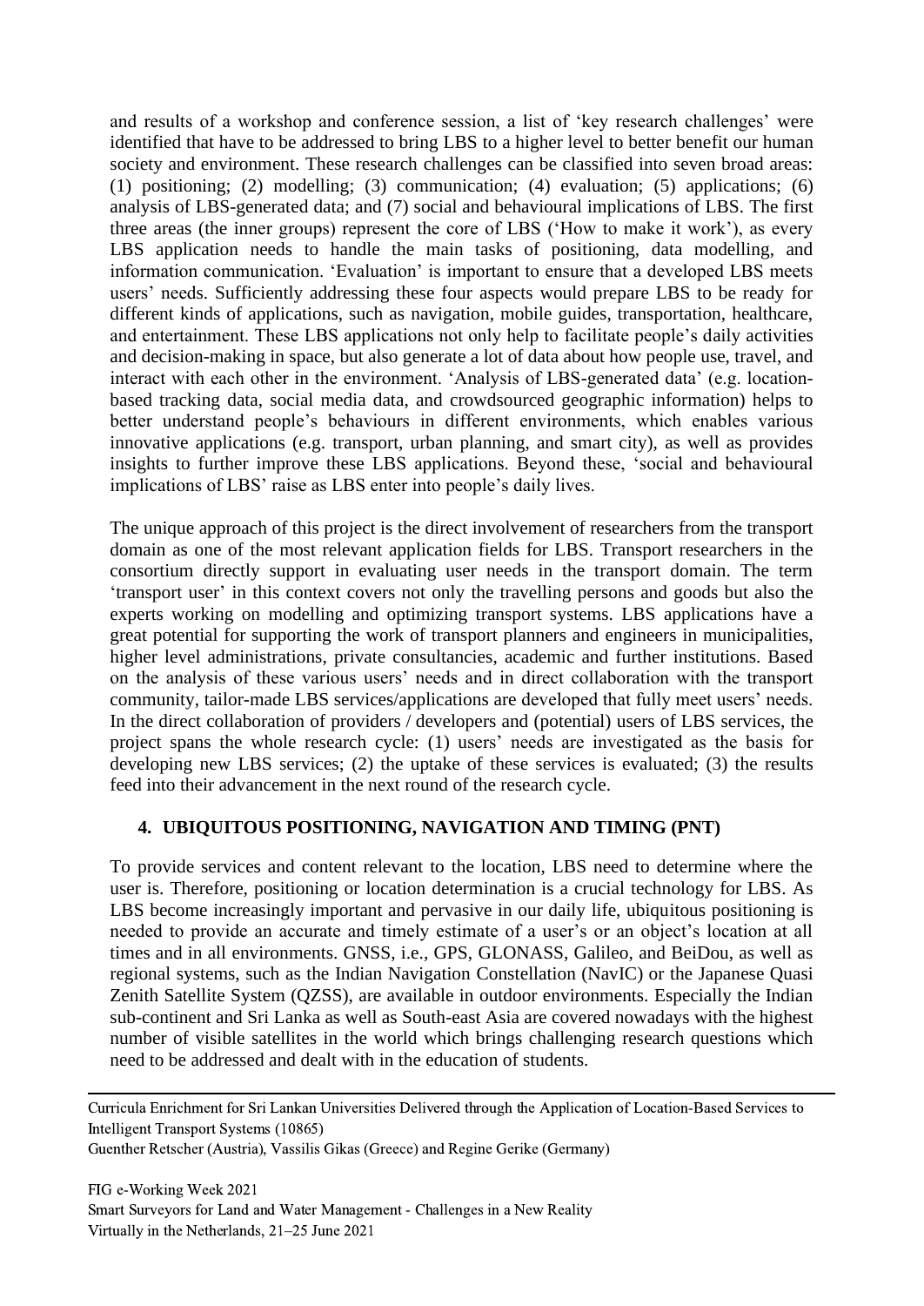and results of a workshop and conference session, a list of 'key research challenges' were identified that have to be addressed to bring LBS to a higher level to better benefit our human society and environment. These research challenges can be classified into seven broad areas: (1) positioning; (2) modelling; (3) communication; (4) evaluation; (5) applications; (6) analysis of LBS-generated data; and (7) social and behavioural implications of LBS. The first three areas (the inner groups) represent the core of LBS ('How to make it work'), as every LBS application needs to handle the main tasks of positioning, data modelling, and information communication. 'Evaluation' is important to ensure that a developed LBS meets users' needs. Sufficiently addressing these four aspects would prepare LBS to be ready for different kinds of applications, such as navigation, mobile guides, transportation, healthcare, and entertainment. These LBS applications not only help to facilitate people's daily activities and decision-making in space, but also generate a lot of data about how people use, travel, and interact with each other in the environment. 'Analysis of LBS-generated data' (e.g. location-based tracking data, social media data, and crowdsourced geographic information) helps to better understand people's behaviours in different environments, which enables various innovative applications (e.g. transport, urban planning, and smart city), as well as provides insights to further improve these LBS applications. Beyond these, 'social and behavioural implications of LBS' raise as LBS enter into people's daily lives.

The unique approach of this project is the direct involvement of researchers from the transport domain as one of the most relevant application fields for LBS. Transport researchers in the consortium directly support in evaluating user needs in the transport domain. The term 'transport user' in this context covers not only the travelling persons and goods but also the experts working on modelling and optimizing transport systems. LBS applications have a great potential for supporting the work of transport planners and engineers in municipalities, higher level administrations, private consultancies, academic and further institutions. Based on the analysis of these various users' needs and in direct collaboration with the transport community, tailor-made LBS services/applications are developed that fully meet users' needs. In the direct collaboration of providers / developers and (potential) users of LBS services, the project spans the whole research cycle: (1) users' needs are investigated as the basis for developing new LBS services; (2) the uptake of these services is evaluated; (3) the results feed into their advancement in the next round of the research cycle.

## 4. UBIQUITOUS POSITIONING, NAVIGATION AND TIMING (PNT)

To provide services and content relevant to the location, LBS need to determine where the user is. Therefore, positioning or location determination is a crucial technology for LBS. As LBS become increasingly important and pervasive in our daily life, ubiquitous positioning is needed to provide an accurate and timely estimate of a user's or an object's location at all times and in all environments. GNSS, i.e., GPS, GLONASS, Galileo, and BeiDou, as well as regional systems, such as the Indian Navigation Constellation (NavIC) or the Japanese Quasi Zenith Satellite System (QZSS), are available in outdoor environments. Especially the Indian sub-continent and Sri Lanka as well as South-east Asia are covered nowadays with the highest number of visible satellites in the world which brings challenging research questions which need to be addressed and dealt with in the education of students.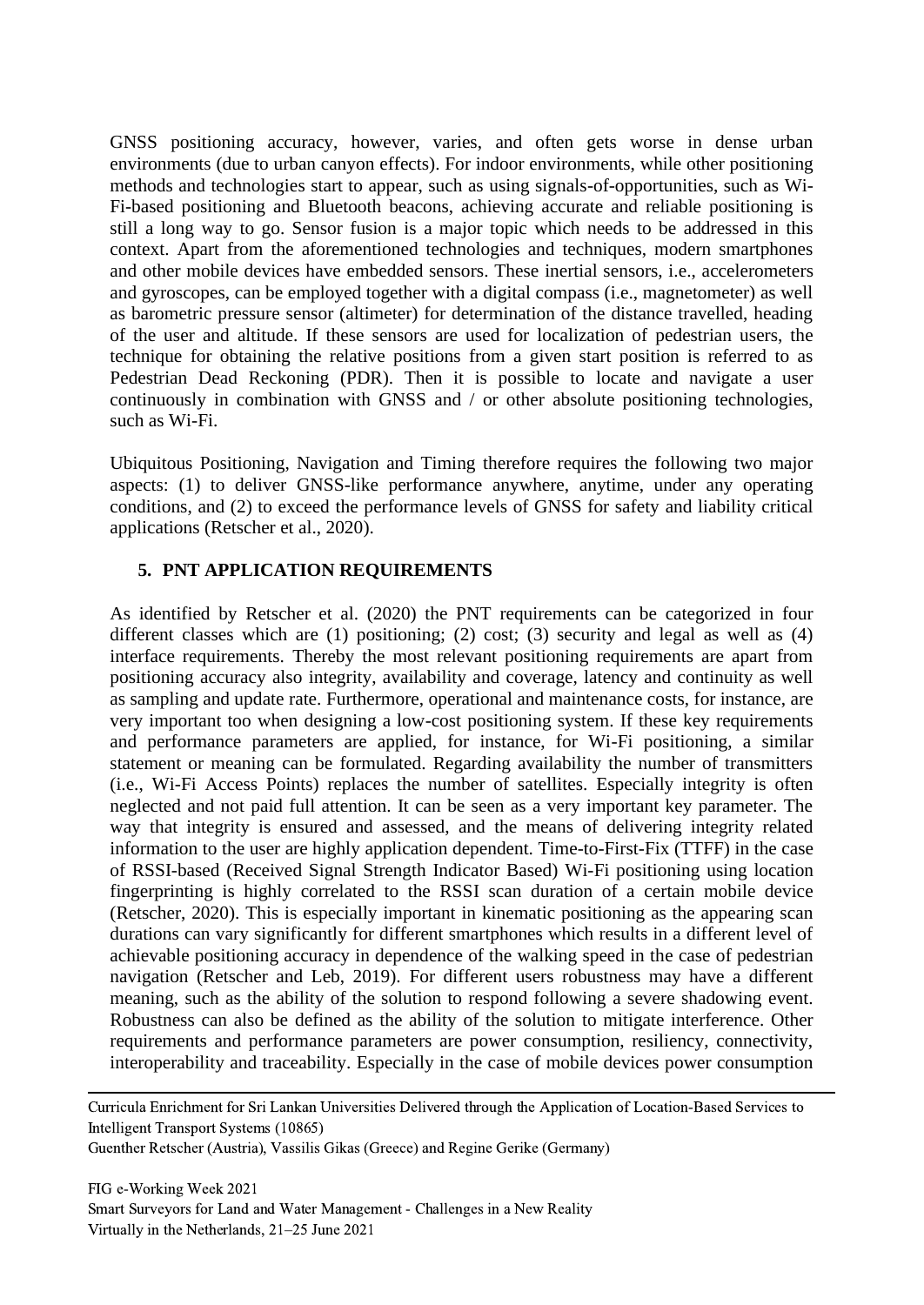GNSS positioning accuracy, however, varies, and often gets worse in dense urban environments (due to urban canyon effects). For indoor environments, while other positioning methods and technologies start to appear, such as using signals-of-opportunities, such as Wi-Fi-based positioning and Bluetooth beacons, achieving accurate and reliable positioning is still a long way to go. Sensor fusion is a major topic which needs to be addressed in this context. Apart from the aforementioned technologies and techniques, modern smartphones and other mobile devices have embedded sensors. These inertial sensors, i.e., accelerometers and gyroscopes, can be employed together with a digital compass (i.e., magnetometer) as well as barometric pressure sensor (altimeter) for determination of the distance travelled, heading of the user and altitude. If these sensors are used for localization of pedestrian users, the technique for obtaining the relative positions from a given start position is referred to as Pedestrian Dead Reckoning (PDR). Then it is possible to locate and navigate a user continuously in combination with GNSS and / or other absolute positioning technologies, such as Wi-Fi.

Ubiquitous Positioning, Navigation and Timing therefore requires the following two major aspects: (1) to deliver GNSS-like performance anywhere, anytime, under any operating conditions, and (2) to exceed the performance levels of GNSS for safety and liability critical applications (Retscher et al., 2020).

## 5. PNT APPLICATION REQUIREMENTS

As identified by Retscher et al. (2020) the PNT requirements can be categorized in four different classes which are (1) positioning; (2) cost; (3) security and legal as well as (4) interface requirements. Thereby the most relevant positioning requirements are apart from positioning accuracy also integrity, availability and coverage, latency and continuity as well as sampling and update rate. Furthermore, operational and maintenance costs, for instance, are very important too when designing a low-cost positioning system. If these key requirements and performance parameters are applied, for instance, for Wi-Fi positioning, a similar statement or meaning can be formulated. Regarding availability the number of transmitters (i.e., Wi-Fi Access Points) replaces the number of satellites. Especially integrity is often neglected and not paid full attention. It can be seen as a very important key parameter. The way that integrity is ensured and assessed, and the means of delivering integrity related information to the user are highly application dependent. Time-to-First-Fix (TTFF) in the case of RSSI-based (Received Signal Strength Indicator Based) Wi-Fi positioning using location fingerprinting is highly correlated to the RSSI scan duration of a certain mobile device (Retscher, 2020). This is especially important in kinematic positioning as the appearing scan durations can vary significantly for different smartphones which results in a different level of achievable positioning accuracy in dependence of the walking speed in the case of pedestrian navigation (Retscher and Leb, 2019). For different users robustness may have a different meaning, such as the ability of the solution to respond following a severe shadowing event. Robustness can also be defined as the ability of the solution to mitigate interference. Other requirements and performance parameters are power consumption, resiliency, connectivity, interoperability and traceability. Especially in the case of mobile devices power consumption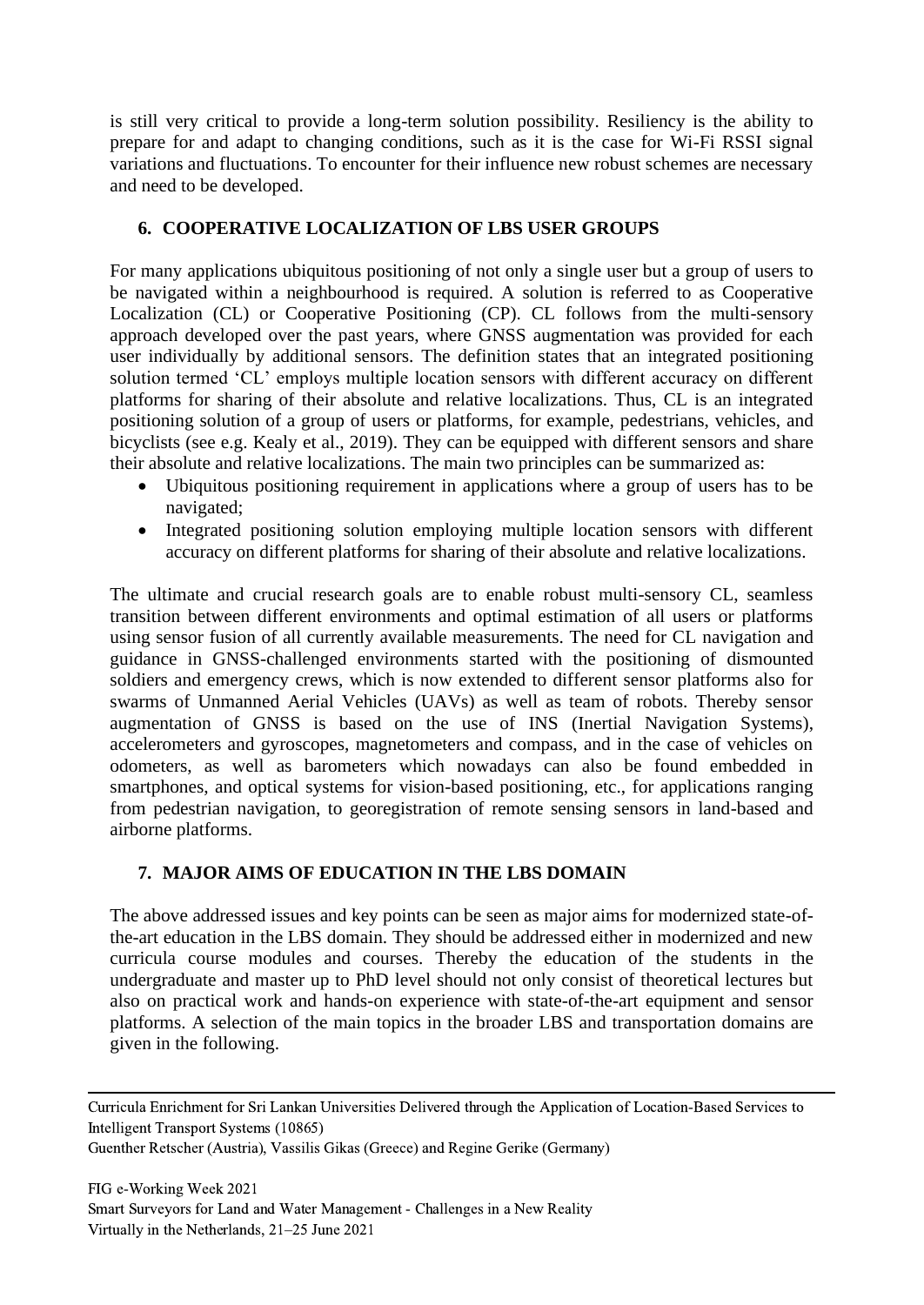is still very critical to provide a long-term solution possibility. Resiliency is the ability to prepare for and adapt to changing conditions, such as it is the case for Wi-Fi RSSI signal variations and fluctuations. To encounter for their influence new robust schemes are necessary and need to be developed.

## 6. COOPERATIVE LOCALIZATION OF LBS USER GROUPS

For many applications ubiquitous positioning of not only a single user but a group of users to be navigated within a neighbourhood is required. A solution is referred to as Cooperative Localization (CL) or Cooperative Positioning (CP). CL follows from the multi-sensory approach developed over the past years, where GNSS augmentation was provided for each user individually by additional sensors. The definition states that an integrated positioning solution termed 'CL' employs multiple location sensors with different accuracy on different platforms for sharing of their absolute and relative localizations. Thus, CL is an integrated positioning solution of a group of users or platforms, for example, pedestrians, vehicles, and bicyclists (see e.g. Kealy et al., 2019). They can be equipped with different sensors and share their absolute and relative localizations. The main two principles can be summarized as:

- Ubiquitous positioning requirement in applications where a group of users has to be navigated;
- Integrated positioning solution employing multiple location sensors with different accuracy on different platforms for sharing of their absolute and relative localizations.

The ultimate and crucial research goals are to enable robust multi-sensory CL, seamless transition between different environments and optimal estimation of all users or platforms using sensor fusion of all currently available measurements. The need for CL navigation and guidance in GNSS-challenged environments started with the positioning of dismounted soldiers and emergency crews, which is now extended to different sensor platforms also for swarms of Unmanned Aerial Vehicles (UAVs) as well as team of robots. Thereby sensor augmentation of GNSS is based on the use of INS (Inertial Navigation Systems), accelerometers and gyroscopes, magnetometers and compass, and in the case of vehicles on odometers, as well as barometers which nowadays can also be found embedded in smartphones, and optical systems for vision-based positioning, etc., for applications ranging from pedestrian navigation, to georegistration of remote sensing sensors in land-based and airborne platforms.

## 7. MAJOR AIMS OF EDUCATION IN THE LBS DOMAIN

The above addressed issues and key points can be seen as major aims for modernized state-of-the-art education in the LBS domain. They should be addressed either in modernized and new curricula course modules and courses. Thereby the education of the students in the undergraduate and master up to PhD level should not only consist of theoretical lectures but also on practical work and hands-on experience with state-of-the-art equipment and sensor platforms. A selection of the main topics in the broader LBS and transportation domains are given in the following.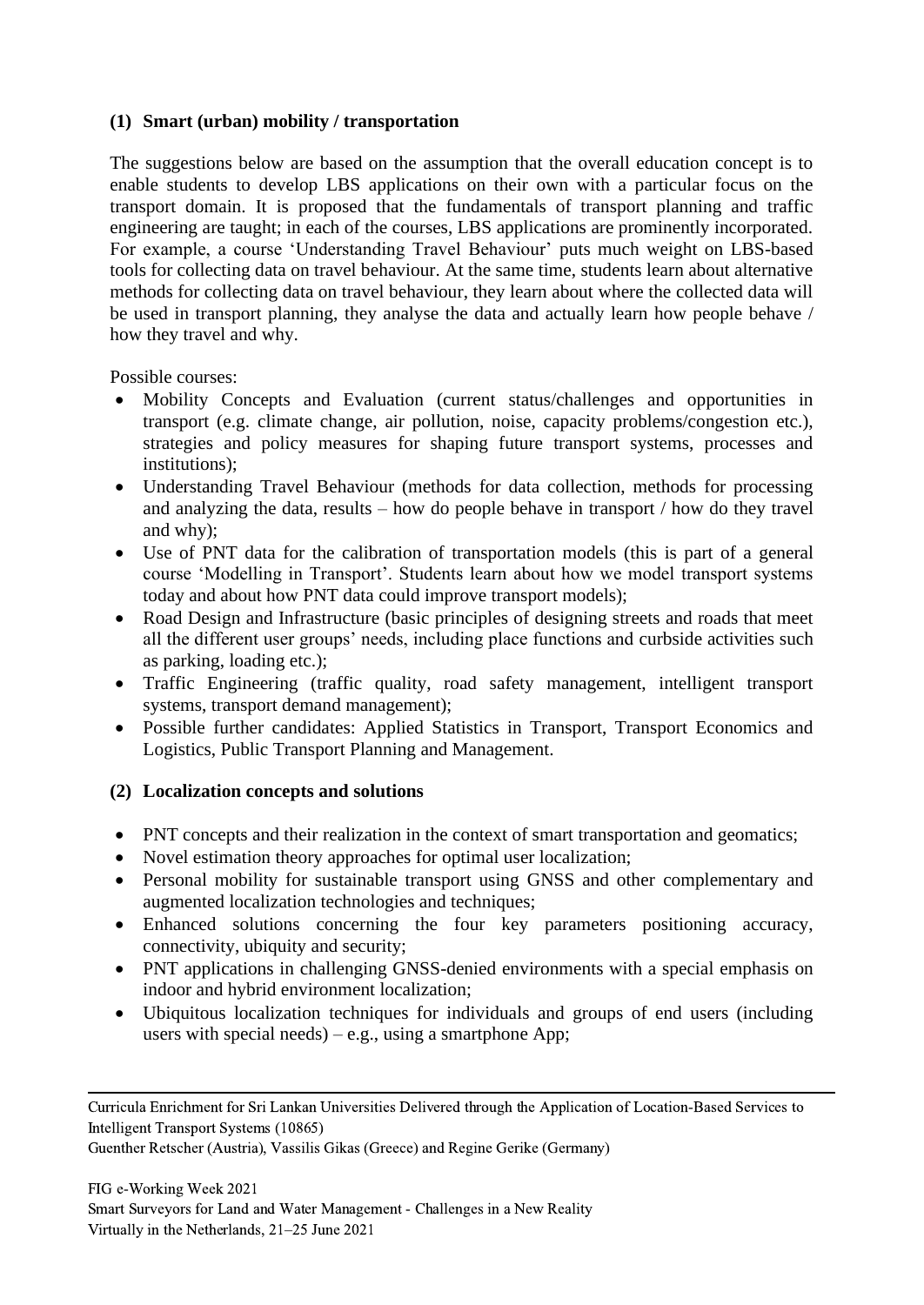**(1) Smart (urban) mobility / transportation**

The suggestions below are based on the assumption that the overall education concept is to enable students to develop LBS applications on their own with a particular focus on the transport domain. It is proposed that the fundamentals of transport planning and traffic engineering are taught; in each of the courses, LBS applications are prominently incorporated. For example, a course 'Understanding Travel Behaviour' puts much weight on LBS-based tools for collecting data on travel behaviour. At the same time, students learn about alternative methods for collecting data on travel behaviour, they learn about where the collected data will be used in transport planning, they analyse the data and actually learn how people behave / how they travel and why.

Possible courses:

- Mobility Concepts and Evaluation (current status/challenges and opportunities in transport (e.g. climate change, air pollution, noise, capacity problems/congestion etc.), strategies and policy measures for shaping future transport systems, processes and institutions);
- Understanding Travel Behaviour (methods for data collection, methods for processing and analyzing the data, results – how do people behave in transport / how do they travel and why);
- Use of PNT data for the calibration of transportation models (this is part of a general course 'Modelling in Transport'. Students learn about how we model transport systems today and about how PNT data could improve transport models);
- Road Design and Infrastructure (basic principles of designing streets and roads that meet all the different user groups' needs, including place functions and curbside activities such as parking, loading etc.);
- Traffic Engineering (traffic quality, road safety management, intelligent transport systems, transport demand management);
- Possible further candidates: Applied Statistics in Transport, Transport Economics and Logistics, Public Transport Planning and Management.

**(2) Localization concepts and solutions**

- PNT concepts and their realization in the context of smart transportation and geomatics;
- Novel estimation theory approaches for optimal user localization;
- Personal mobility for sustainable transport using GNSS and other complementary and augmented localization technologies and techniques;
- Enhanced solutions concerning the four key parameters positioning accuracy, connectivity, ubiquity and security;
- PNT applications in challenging GNSS-denied environments with a special emphasis on indoor and hybrid environment localization;
- Ubiquitous localization techniques for individuals and groups of end users (including users with special needs) – e.g., using a smartphone App;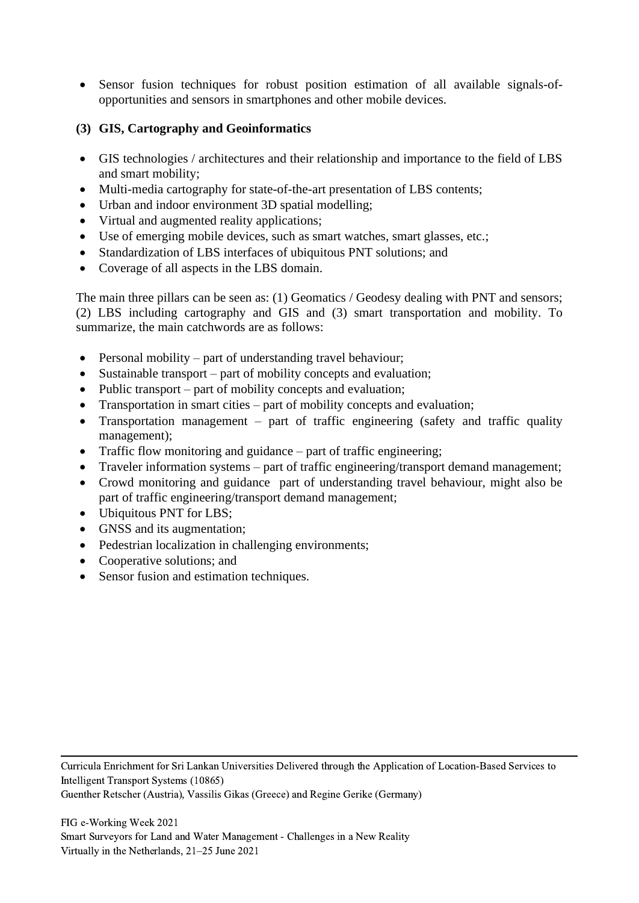- Sensor fusion techniques for robust position estimation of all available signals-of-opportunities and sensors in smartphones and other mobile devices.

**(3) GIS, Cartography and Geoinformatics**

- GIS technologies / architectures and their relationship and importance to the field of LBS and smart mobility;
- Multi-media cartography for state-of-the-art presentation of LBS contents;
- Urban and indoor environment 3D spatial modelling;
- Virtual and augmented reality applications;
- Use of emerging mobile devices, such as smart watches, smart glasses, etc.;
- Standardization of LBS interfaces of ubiquitous PNT solutions; and
- Coverage of all aspects in the LBS domain.

The main three pillars can be seen as: (1) Geomatics / Geodesy dealing with PNT and sensors; (2) LBS including cartography and GIS and (3) smart transportation and mobility. To summarize, the main catchwords are as follows:

- Personal mobility – part of understanding travel behaviour;
- Sustainable transport – part of mobility concepts and evaluation;
- Public transport – part of mobility concepts and evaluation;
- Transportation in smart cities – part of mobility concepts and evaluation;
- Transportation management – part of traffic engineering (safety and traffic quality management);
- Traffic flow monitoring and guidance – part of traffic engineering;
- Traveler information systems – part of traffic engineering/transport demand management;
- Crowd monitoring and guidance  part of understanding travel behaviour, might also be part of traffic engineering/transport demand management;
- Ubiquitous PNT for LBS;
- GNSS and its augmentation;
- Pedestrian localization in challenging environments;
- Cooperative solutions; and
- Sensor fusion and estimation techniques.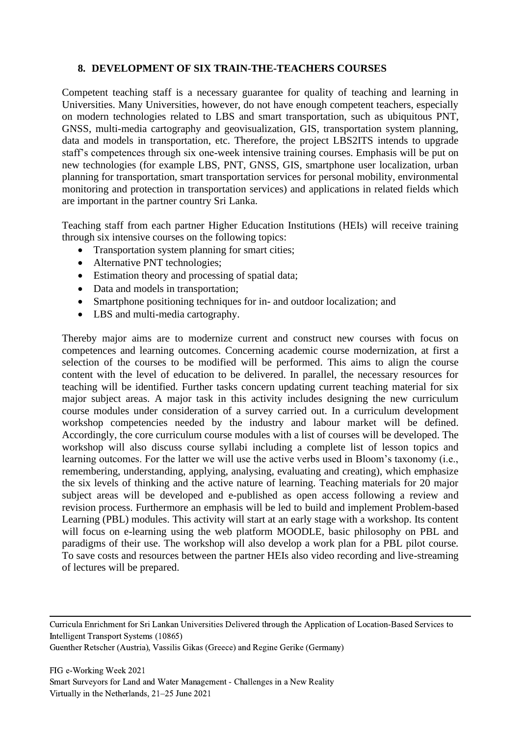## 8. DEVELOPMENT OF SIX TRAIN-THE-TEACHERS COURSES

Competent teaching staff is a necessary guarantee for quality of teaching and learning in Universities. Many Universities, however, do not have enough competent teachers, especially on modern technologies related to LBS and smart transportation, such as ubiquitous PNT, GNSS, multi-media cartography and geovisualization, GIS, transportation system planning, data and models in transportation, etc. Therefore, the project LBS2ITS intends to upgrade staff's competences through six one-week intensive training courses. Emphasis will be put on new technologies (for example LBS, PNT, GNSS, GIS, smartphone user localization, urban planning for transportation, smart transportation services for personal mobility, environmental monitoring and protection in transportation services) and applications in related fields which are important in the partner country Sri Lanka.

Teaching staff from each partner Higher Education Institutions (HEIs) will receive training through six intensive courses on the following topics:

- Transportation system planning for smart cities;
- Alternative PNT technologies;
- Estimation theory and processing of spatial data;
- Data and models in transportation;
- Smartphone positioning techniques for in- and outdoor localization; and
- LBS and multi-media cartography.

Thereby major aims are to modernize current and construct new courses with focus on competences and learning outcomes. Concerning academic course modernization, at first a selection of the courses to be modified will be performed. This aims to align the course content with the level of education to be delivered. In parallel, the necessary resources for teaching will be identified. Further tasks concern updating current teaching material for six major subject areas. A major task in this activity includes designing the new curriculum course modules under consideration of a survey carried out. In a curriculum development workshop competencies needed by the industry and labour market will be defined. Accordingly, the core curriculum course modules with a list of courses will be developed. The workshop will also discuss course syllabi including a complete list of lesson topics and learning outcomes. For the latter we will use the active verbs used in Bloom's taxonomy (i.e., remembering, understanding, applying, analysing, evaluating and creating), which emphasize the six levels of thinking and the active nature of learning. Teaching materials for 20 major subject areas will be developed and e-published as open access following a review and revision process. Furthermore an emphasis will be led to build and implement Problem-based Learning (PBL) modules. This activity will start at an early stage with a workshop. Its content will focus on e-learning using the web platform MOODLE, basic philosophy on PBL and paradigms of their use. The workshop will also develop a work plan for a PBL pilot course. To save costs and resources between the partner HEIs also video recording and live-streaming of lectures will be prepared.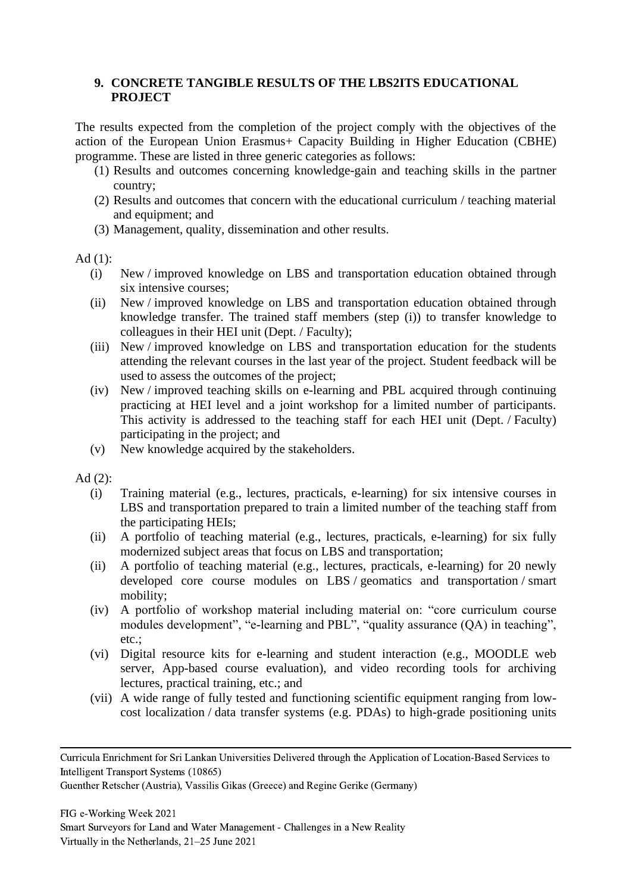## 9. CONCRETE TANGIBLE RESULTS OF THE LBS2ITS EDUCATIONAL PROJECT

The results expected from the completion of the project comply with the objectives of the action of the European Union Erasmus+ Capacity Building in Higher Education (CBHE) programme. These are listed in three generic categories as follows:

(1) Results and outcomes concerning knowledge-gain and teaching skills in the partner country;
(2) Results and outcomes that concern with the educational curriculum / teaching material and equipment; and
(3) Management, quality, dissemination and other results.

Ad (1):

(i) New / improved knowledge on LBS and transportation education obtained through six intensive courses;
(ii) New / improved knowledge on LBS and transportation education obtained through knowledge transfer. The trained staff members (step (i)) to transfer knowledge to colleagues in their HEI unit (Dept. / Faculty);
(iii) New / improved knowledge on LBS and transportation education for the students attending the relevant courses in the last year of the project. Student feedback will be used to assess the outcomes of the project;
(iv) New / improved teaching skills on e-learning and PBL acquired through continuing practicing at HEI level and a joint workshop for a limited number of participants. This activity is addressed to the teaching staff for each HEI unit (Dept. / Faculty) participating in the project; and
(v) New knowledge acquired by the stakeholders.

Ad (2):

(i) Training material (e.g., lectures, practicals, e-learning) for six intensive courses in LBS and transportation prepared to train a limited number of the teaching staff from the participating HEIs;
(ii) A portfolio of teaching material (e.g., lectures, practicals, e-learning) for six fully modernized subject areas that focus on LBS and transportation;
(ii) A portfolio of teaching material (e.g., lectures, practicals, e-learning) for 20 newly developed core course modules on LBS / geomatics and transportation / smart mobility;
(iv) A portfolio of workshop material including material on: "core curriculum course modules development", "e-learning and PBL", "quality assurance (QA) in teaching", etc.;
(vi) Digital resource kits for e-learning and student interaction (e.g., MOODLE web server, App-based course evaluation), and video recording tools for archiving lectures, practical training, etc.; and
(vii) A wide range of fully tested and functioning scientific equipment ranging from low-cost localization / data transfer systems (e.g. PDAs) to high-grade positioning units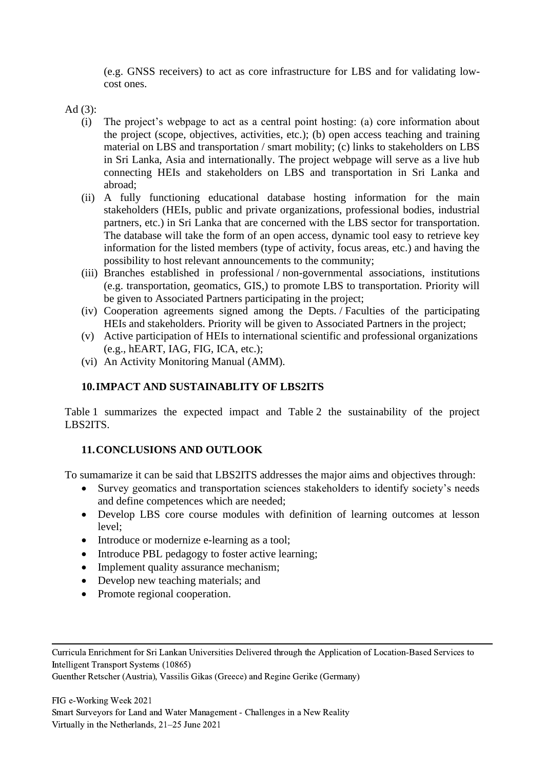(e.g. GNSS receivers) to act as core infrastructure for LBS and for validating low-cost ones.

Ad (3):

- (i) The project's webpage to act as a central point hosting: (a) core information about the project (scope, objectives, activities, etc.); (b) open access teaching and training material on LBS and transportation / smart mobility; (c) links to stakeholders on LBS in Sri Lanka, Asia and internationally. The project webpage will serve as a live hub connecting HEIs and stakeholders on LBS and transportation in Sri Lanka and abroad;
- (ii) A fully functioning educational database hosting information for the main stakeholders (HEIs, public and private organizations, professional bodies, industrial partners, etc.) in Sri Lanka that are concerned with the LBS sector for transportation. The database will take the form of an open access, dynamic tool easy to retrieve key information for the listed members (type of activity, focus areas, etc.) and having the possibility to host relevant announcements to the community;
- (iii) Branches established in professional / non-governmental associations, institutions (e.g. transportation, geomatics, GIS,) to promote LBS to transportation. Priority will be given to Associated Partners participating in the project;
- (iv) Cooperation agreements signed among the Depts. / Faculties of the participating HEIs and stakeholders. Priority will be given to Associated Partners in the project;
- (v) Active participation of HEIs to international scientific and professional organizations (e.g., hEART, IAG, FIG, ICA, etc.);
- (vi) An Activity Monitoring Manual (AMM).

## 10. IMPACT AND SUSTAINABLITY OF LBS2ITS

Table 1 summarizes the expected impact and Table 2 the sustainability of the project LBS2ITS.

## 11. CONCLUSIONS AND OUTLOOK

To sumamarize it can be said that LBS2ITS addresses the major aims and objectives through:

- Survey geomatics and transportation sciences stakeholders to identify society's needs and define competences which are needed;
- Develop LBS core course modules with definition of learning outcomes at lesson level;
- Introduce or modernize e-learning as a tool;
- Introduce PBL pedagogy to foster active learning;
- Implement quality assurance mechanism;
- Develop new teaching materials; and
- Promote regional cooperation.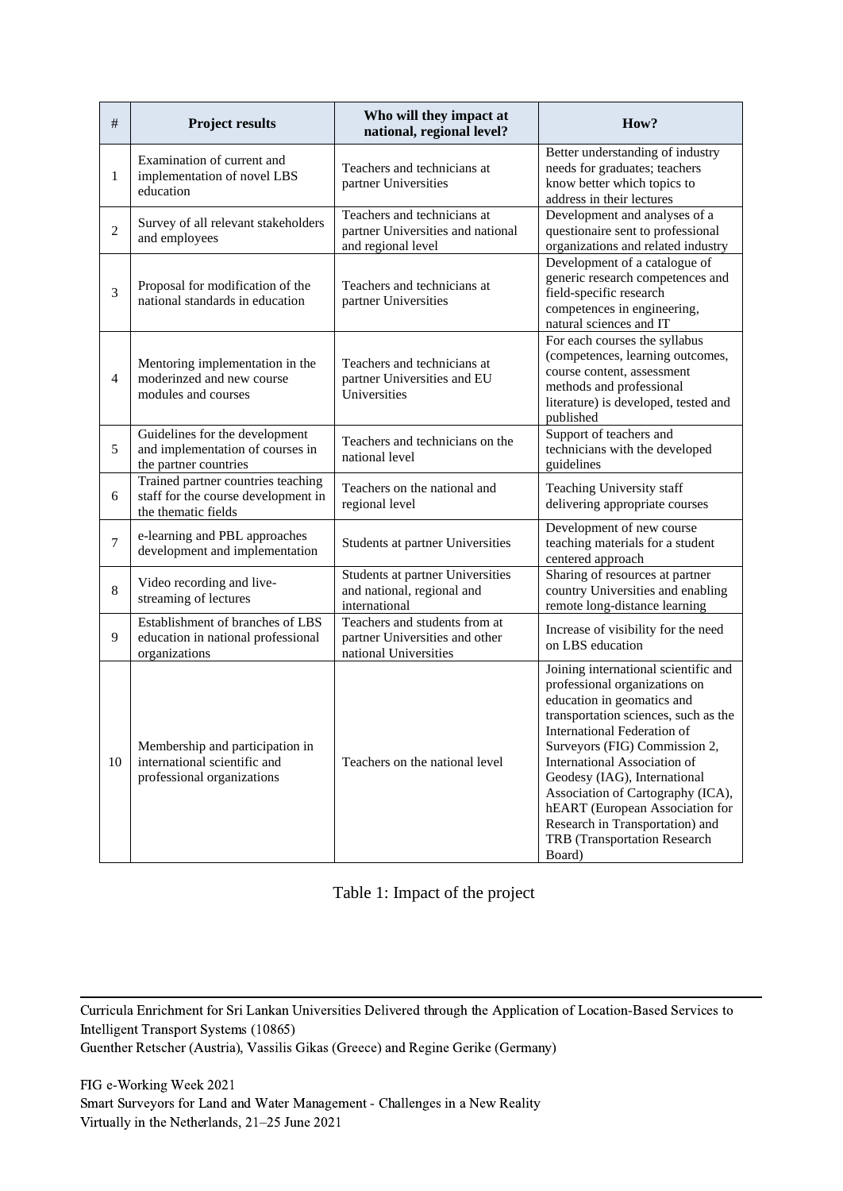| # | Project results | Who will they impact at national, regional level? | How? |
|---|---|---|---|
| 1 | Examination of current and implementation of novel LBS education | Teachers and technicians at partner Universities | Better understanding of industry needs for graduates; teachers know better which topics to address in their lectures |
| 2 | Survey of all relevant stakeholders and employees | Teachers and technicians at partner Universities and national and regional level | Development and analyses of a questionaire sent to professional organizations and related industry |
| 3 | Proposal for modification of the national standards in education | Teachers and technicians at partner Universities | Development of a catalogue of generic research competences and field-specific research competences in engineering, natural sciences and IT |
| 4 | Mentoring implementation in the moderinzed and new course modules and courses | Teachers and technicians at partner Universities and EU Universities | For each courses the syllabus (competences, learning outcomes, course content, assessment methods and professional literature) is developed, tested and published |
| 5 | Guidelines for the development and implementation of courses in the partner countries | Teachers and technicians on the national level | Support of teachers and technicians with the developed guidelines |
| 6 | Trained partner countries teaching staff for the course development in the thematic fields | Teachers on the national and regional level | Teaching University staff delivering appropriate courses |
| 7 | e-learning and PBL approaches development and implementation | Students at partner Universities | Development of new course teaching materials for a student centered approach |
| 8 | Video recording and live-streaming of lectures | Students at partner Universities and national, regional and international | Sharing of resources at partner country Universities and enabling remote long-distance learning |
| 9 | Establishment of branches of LBS education in national professional organizations | Teachers and students from at partner Universities and other national Universities | Increase of visibility for the need on LBS education |
| 10 | Membership and participation in international scientific and professional organizations | Teachers on the national level | Joining international scientific and professional organizations on education in geomatics and transportation sciences, such as the International Federation of Surveyors (FIG) Commission 2, International Association of Geodesy (IAG), International Association of Cartography (ICA), hEART (European Association for Research in Transportation) and TRB (Transportation Research Board) |

Table 1: Impact of the project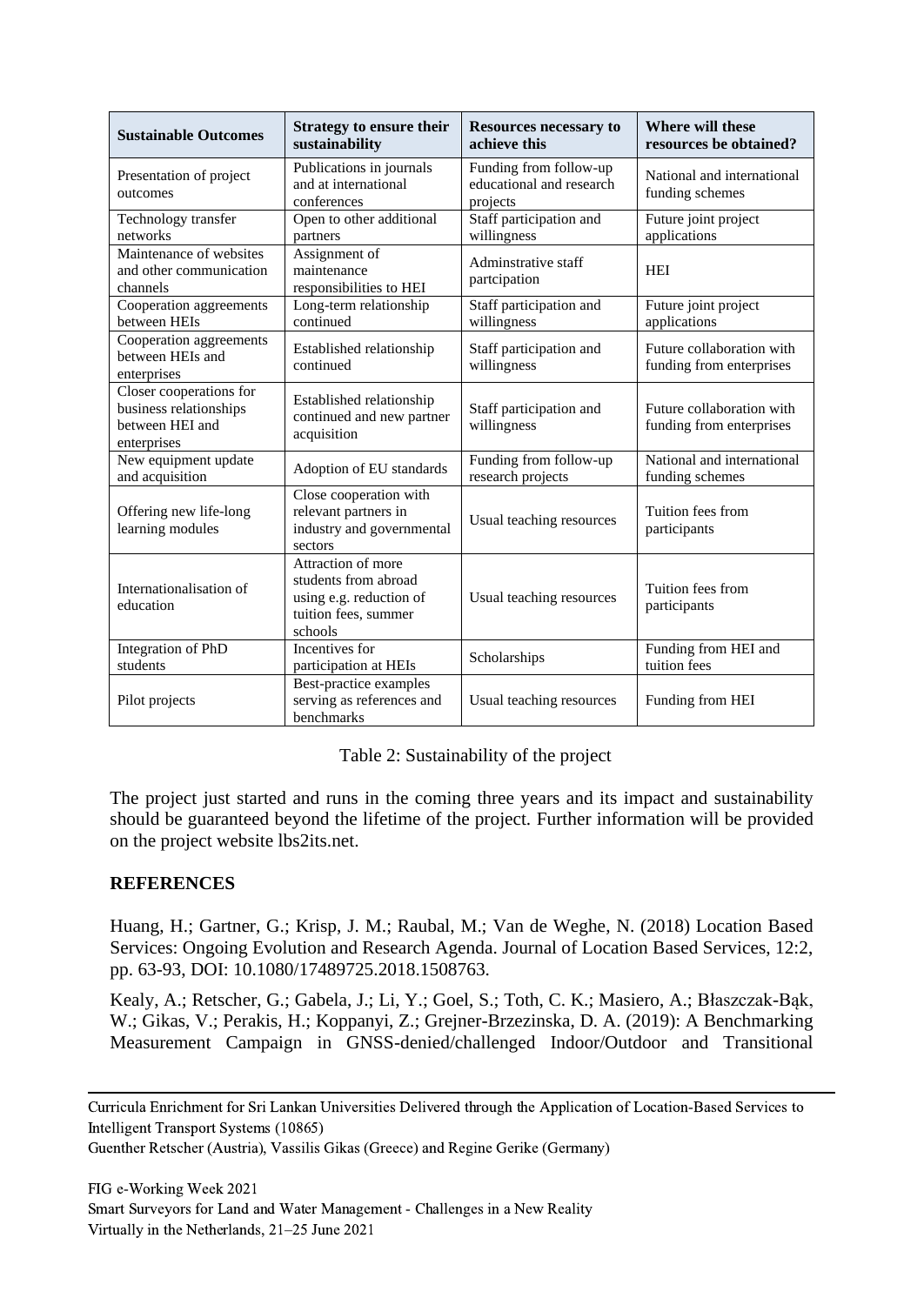| Sustainable Outcomes | Strategy to ensure their sustainability | Resources necessary to achieve this | Where will these resources be obtained? |
|---|---|---|---|
| Presentation of project outcomes | Publications in journals and at international conferences | Funding from follow-up educational and research projects | National and international funding schemes |
| Technology transfer networks | Open to other additional partners | Staff participation and willingness | Future joint project applications |
| Maintenance of websites and other communication channels | Assignment of maintenance responsibilities to HEI | Adminstrative staff partcipation | HEI |
| Cooperation aggreements between HEIs | Long-term relationship continued | Staff participation and willingness | Future joint project applications |
| Cooperation aggreements between HEIs and enterprises | Established relationship continued | Staff participation and willingness | Future collaboration with funding from enterprises |
| Closer cooperations for business relationships between HEI and enterprises | Established relationship continued and new partner acquisition | Staff participation and willingness | Future collaboration with funding from enterprises |
| New equipment update and acquisition | Adoption of EU standards | Funding from follow-up research projects | National and international funding schemes |
| Offering new life-long learning modules | Close cooperation with relevant partners in industry and governmental sectors | Usual teaching resources | Tuition fees from participants |
| Internationalisation of education | Attraction of more students from abroad using e.g. reduction of tuition fees, summer schools | Usual teaching resources | Tuition fees from participants |
| Integration of PhD students | Incentives for participation at HEIs | Scholarships | Funding from HEI and tuition fees |
| Pilot projects | Best-practice examples serving as references and benchmarks | Usual teaching resources | Funding from HEI |

Table 2: Sustainability of the project

The project just started and runs in the coming three years and its impact and sustainability should be guaranteed beyond the lifetime of the project. Further information will be provided on the project website lbs2its.net.

## REFERENCES

Huang, H.; Gartner, G.; Krisp, J. M.; Raubal, M.; Van de Weghe, N. (2018) Location Based Services: Ongoing Evolution and Research Agenda. Journal of Location Based Services, 12:2, pp. 63-93, DOI: 10.1080/17489725.2018.1508763.

Kealy, A.; Retscher, G.; Gabela, J.; Li, Y.; Goel, S.; Toth, C. K.; Masiero, A.; Błaszczak-Bąk, W.; Gikas, V.; Perakis, H.; Koppanyi, Z.; Grejner-Brzezinska, D. A. (2019): A Benchmarking Measurement Campaign in GNSS-denied/challenged Indoor/Outdoor and Transitional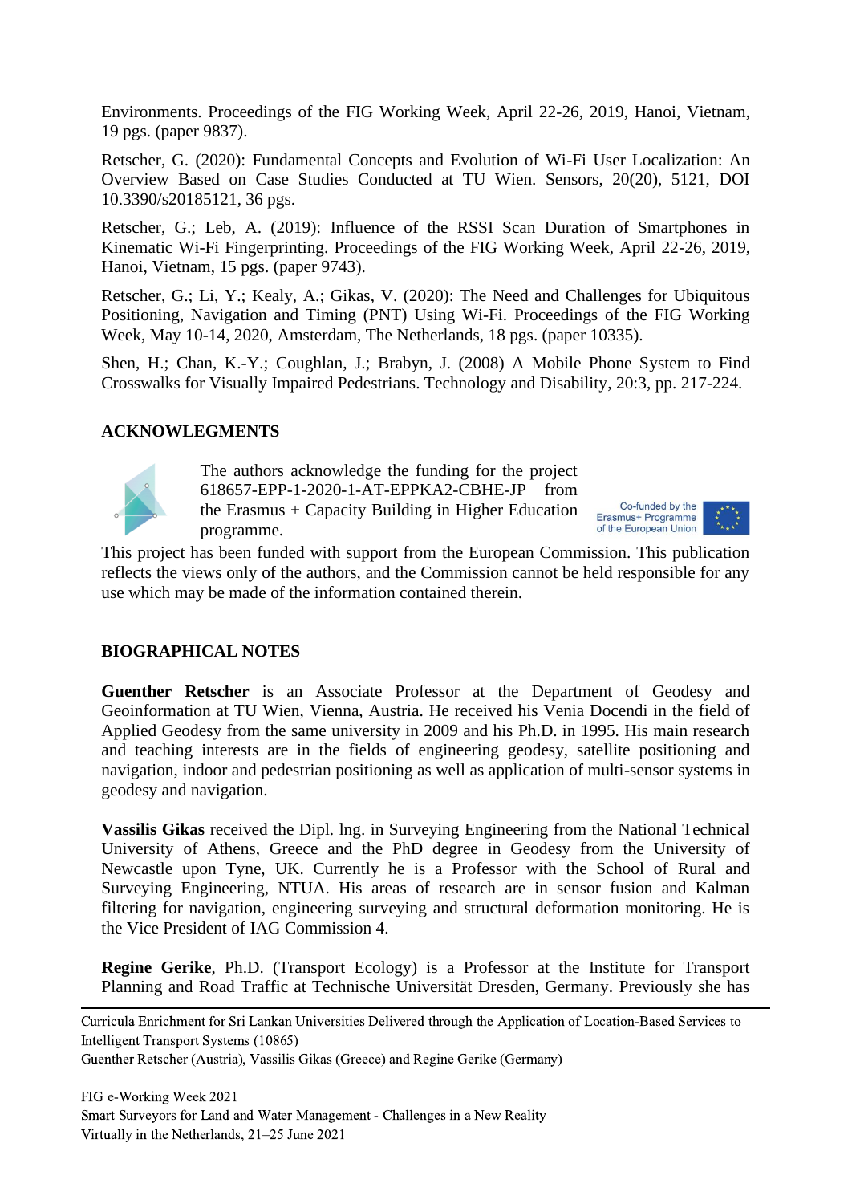Environments. Proceedings of the FIG Working Week, April 22-26, 2019, Hanoi, Vietnam, 19 pgs. (paper 9837).

Retscher, G. (2020): Fundamental Concepts and Evolution of Wi-Fi User Localization: An Overview Based on Case Studies Conducted at TU Wien. Sensors, 20(20), 5121, DOI 10.3390/s20185121, 36 pgs.

Retscher, G.; Leb, A. (2019): Influence of the RSSI Scan Duration of Smartphones in Kinematic Wi-Fi Fingerprinting. Proceedings of the FIG Working Week, April 22-26, 2019, Hanoi, Vietnam, 15 pgs. (paper 9743).

Retscher, G.; Li, Y.; Kealy, A.; Gikas, V. (2020): The Need and Challenges for Ubiquitous Positioning, Navigation and Timing (PNT) Using Wi-Fi. Proceedings of the FIG Working Week, May 10-14, 2020, Amsterdam, The Netherlands, 18 pgs. (paper 10335).

Shen, H.; Chan, K.-Y.; Coughlan, J.; Brabyn, J. (2008) A Mobile Phone System to Find Crosswalks for Visually Impaired Pedestrians. Technology and Disability, 20:3, pp. 217-224.

## ACKNOWLEGMENTS

The authors acknowledge the funding for the project 618657-EPP-1-2020-1-AT-EPPKA2-CBHE-JP from the Erasmus + Capacity Building in Higher Education programme.

Co-funded by the Erasmus+ Programme of the European Union

This project has been funded with support from the European Commission. This publication reflects the views only of the authors, and the Commission cannot be held responsible for any use which may be made of the information contained therein.

## BIOGRAPHICAL NOTES

**Guenther Retscher** is an Associate Professor at the Department of Geodesy and Geoinformation at TU Wien, Vienna, Austria. He received his Venia Docendi in the field of Applied Geodesy from the same university in 2009 and his Ph.D. in 1995. His main research and teaching interests are in the fields of engineering geodesy, satellite positioning and navigation, indoor and pedestrian positioning as well as application of multi-sensor systems in geodesy and navigation.

**Vassilis Gikas** received the Dipl. lng. in Surveying Engineering from the National Technical University of Athens, Greece and the PhD degree in Geodesy from the University of Newcastle upon Tyne, UK. Currently he is a Professor with the School of Rural and Surveying Engineering, NTUA. His areas of research are in sensor fusion and Kalman filtering for navigation, engineering surveying and structural deformation monitoring. He is the Vice President of IAG Commission 4.

**Regine Gerike**, Ph.D. (Transport Ecology) is a Professor at the Institute for Transport Planning and Road Traffic at Technische Universität Dresden, Germany. Previously she has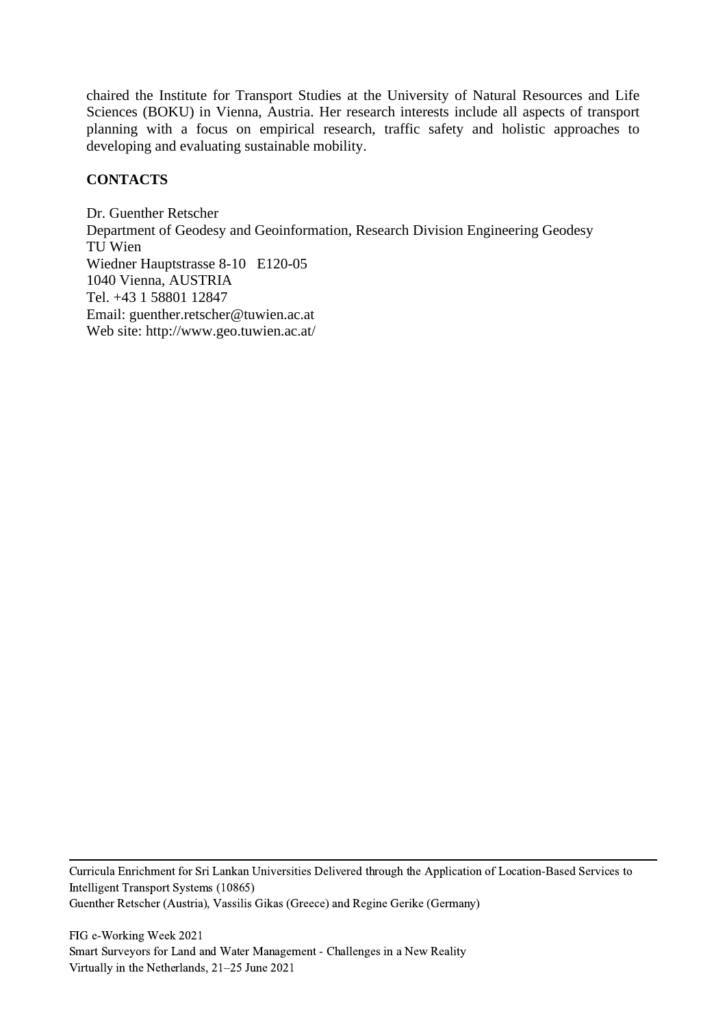chaired the Institute for Transport Studies at the University of Natural Resources and Life Sciences (BOKU) in Vienna, Austria. Her research interests include all aspects of transport planning with a focus on empirical research, traffic safety and holistic approaches to developing and evaluating sustainable mobility.

**CONTACTS**

Dr. Guenther Retscher
Department of Geodesy and Geoinformation, Research Division Engineering Geodesy
TU Wien
Wiedner Hauptstrasse 8-10   E120-05
1040 Vienna, AUSTRIA
Tel. +43 1 58801 12847
Email: guenther.retscher@tuwien.ac.at
Web site: http://www.geo.tuwien.ac.at/